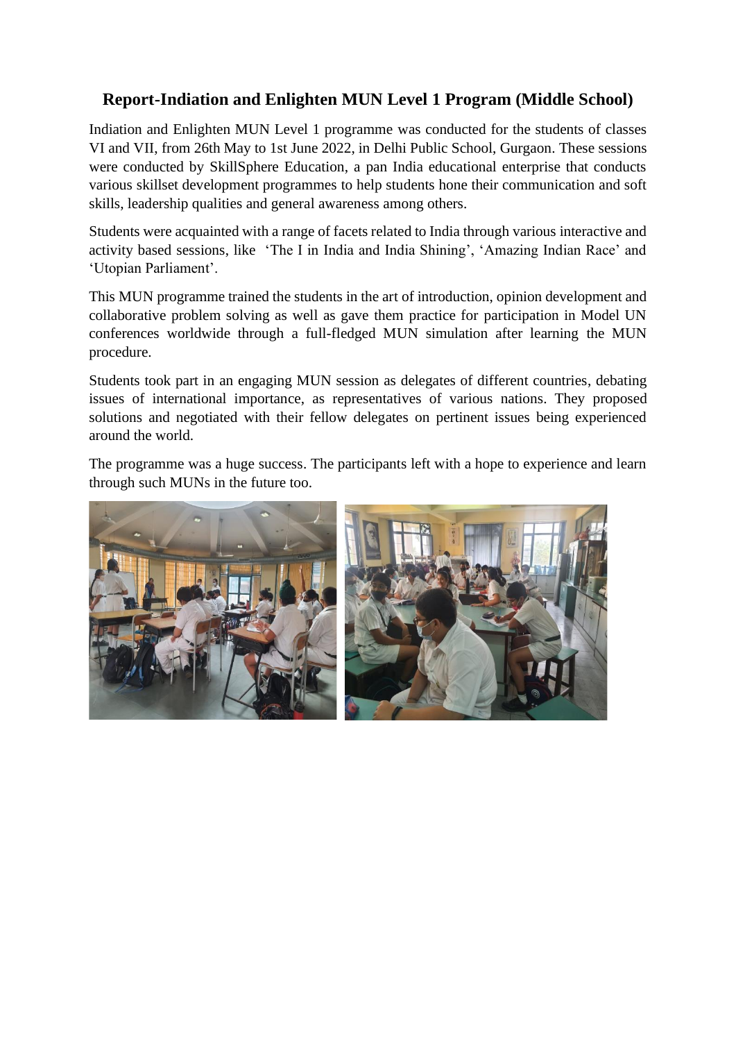# Report-Indiation and Enlighten MUN Level 1 Program (Middle School)

Indiation and Enlighten MUN Level 1 programme was conducted for the students of classes VI and VII, from 26th May to 1st June 2022, in Delhi Public School, Gurgaon. These sessions were conducted by SkillSphere Education, a pan India educational enterprise that conducts various skillset development programmes to help students hone their communication and soft skills, leadership qualities and general awareness among others.

Students were acquainted with a range of facets related to India through various interactive and activity based sessions, like 'The I in India and India Shining', 'Amazing Indian Race' and 'Utopian Parliament'.

This MUN programme trained the students in the art of introduction, opinion development and collaborative problem solving as well as gave them practice for participation in Model UN conferences worldwide through a full-fledged MUN simulation after learning the MUN procedure.

Students took part in an engaging MUN session as delegates of different countries, debating issues of international importance, as representatives of various nations. They proposed solutions and negotiated with their fellow delegates on pertinent issues being experienced around the world.

The programme was a huge success. The participants left with a hope to experience and learn through such MUNs in the future too.